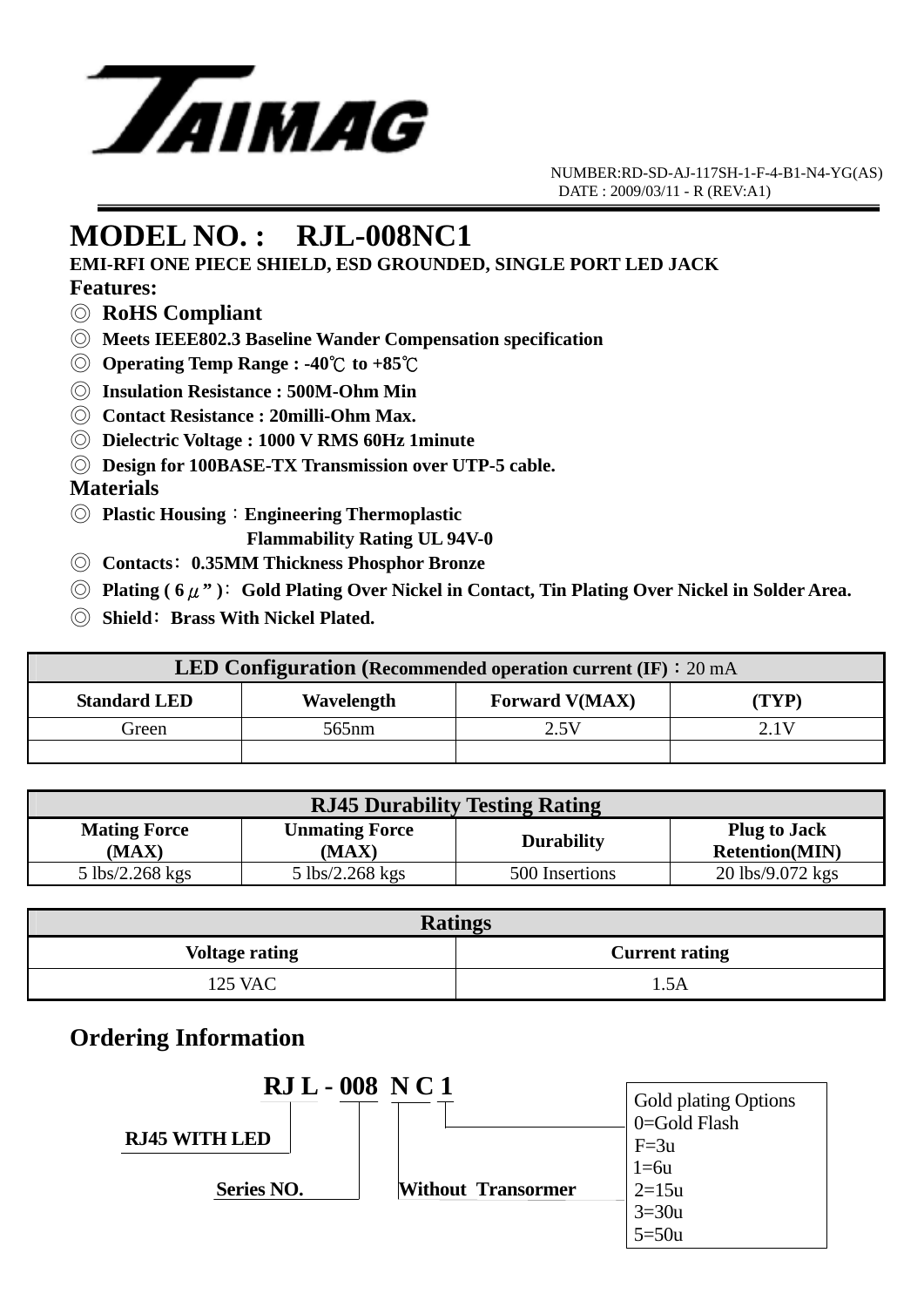**TAIMAG**

NUMBER:RD-SD-AJ-117SH-1-F-4-B1-N4-YG(AS)
DATE : 2009/03/11 - R (REV:A1)

# MODEL NO. : RJL-008NC1

**EMI-RFI ONE PIECE SHIELD, ESD GROUNDED, SINGLE PORT LED JACK**

## Features:

- ◎ **RoHS Compliant**
- ◎ **Meets IEEE802.3 Baseline Wander Compensation specification**
- ◎ **Operating Temp Range : -40℃ to +85℃**
- ◎ **Insulation Resistance : 500M-Ohm Min**
- ◎ **Contact Resistance : 20milli-Ohm Max.**
- ◎ **Dielectric Voltage : 1000 V RMS 60Hz 1minute**
- ◎ **Design for 100BASE-TX Transmission over UTP-5 cable.**

## Materials

- ◎ **Plastic Housing：Engineering Thermoplastic**
  **Flammability Rating UL 94V-0**
- ◎ **Contacts：0.35MM Thickness Phosphor Bronze**
- ◎ **Plating ( 6μ" )：Gold Plating Over Nickel in Contact, Tin Plating Over Nickel in Solder Area.**
- ◎ **Shield：Brass With Nickel Plated.**

| LED Configuration (Recommended operation current (IF)：20 mA | | | |
|---|---|---|---|
| **Standard LED** | **Wavelength** | **Forward V(MAX)** | **(TYP)** |
| Green | 565nm | 2.5V | 2.1V |
| | | | |

| RJ45 Durability Testing Rating | | | |
|---|---|---|---|
| **Mating Force (MAX)** | **Unmating Force (MAX)** | **Durability** | **Plug to Jack Retention(MIN)** |
| 5 lbs/2.268 kgs | 5 lbs/2.268 kgs | 500 Insertions | 20 lbs/9.072 kgs |

| Ratings | |
|---|---|
| **Voltage rating** | **Current rating** |
| 125 VAC | 1.5A |

## Ordering Information

**RJ L - 008 N C 1**

- **RJ L**: RJ45 WITH LED
- **008**: Series NO.
- **N C**: Without Transormer
- **1**: Gold plating Options
  - 0=Gold Flash
  - F=3u
  - 1=6u
  - 2=15u
  - 3=30u
  - 5=50u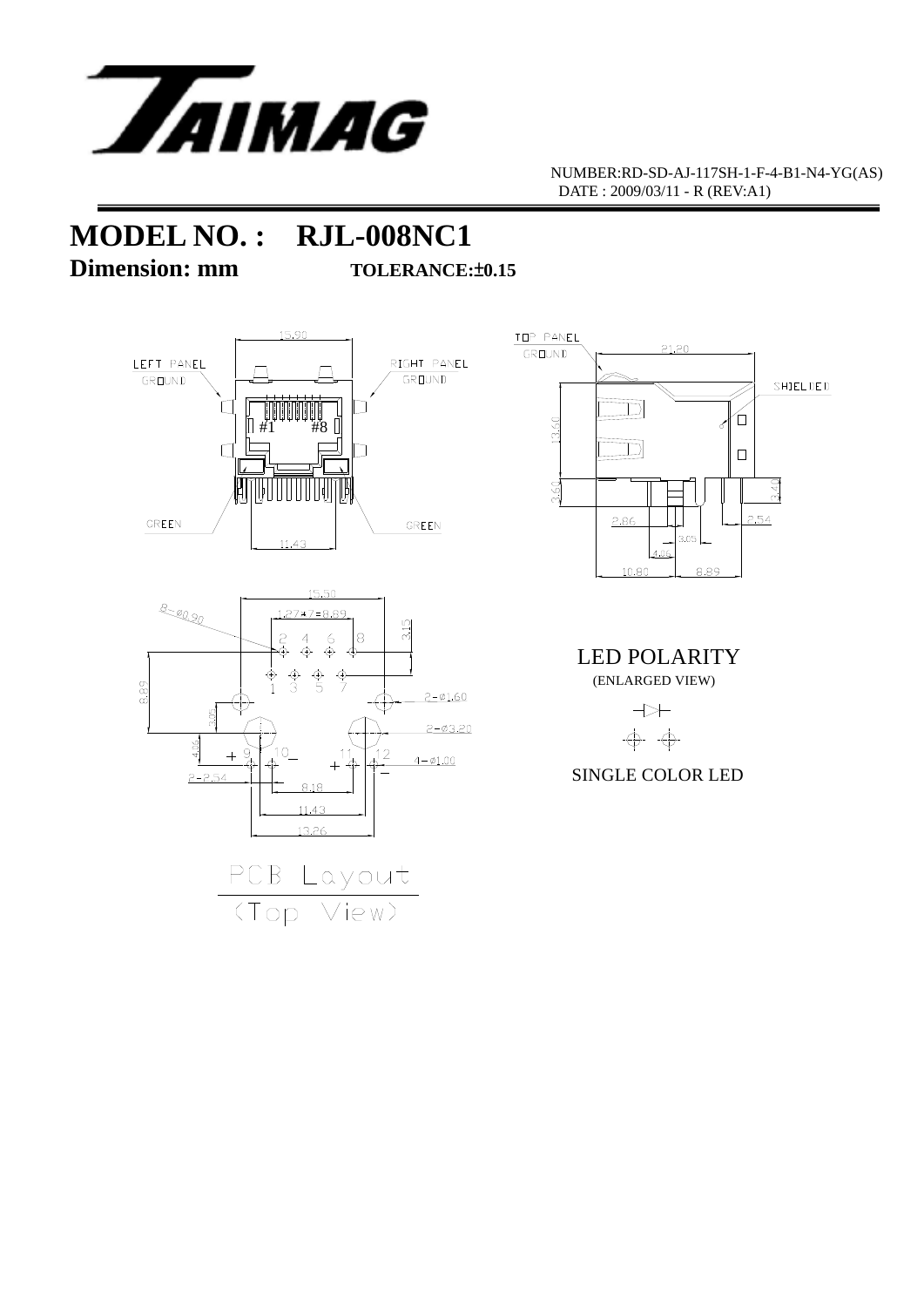NUMBER:RD-SD-AJ-117SH-1-F-4-B1-N4-YG(AS)
DATE : 2009/03/11 - R (REV:A1)

# MODEL NO. : RJL-008NC1

**Dimension: mm** **TOLERANCE:±0.15**

15.90
LEFT PANEL GROUND
RIGHT PANEL GROUND
#1 #8
GREEN
GREEN
11.43

TOP PANEL GROUND
21.20
SHIELDED
13.60
3.60
3.40
2.86
2.54
3.05
4.06
10.80
8.89

15.50
8-Ø0.90
1.27*7=8.89
2 4 6 8
1 3 5 7
3.15
8.89
3.05
4.06
2-Ø1.60
2-Ø3.20
9 10 11 12
4-Ø1.00
2-2.54
8.18
11.43
13.26

PCB Layout
(Top View)

LED POLARITY
(ENLARGED VIEW)

SINGLE COLOR LED